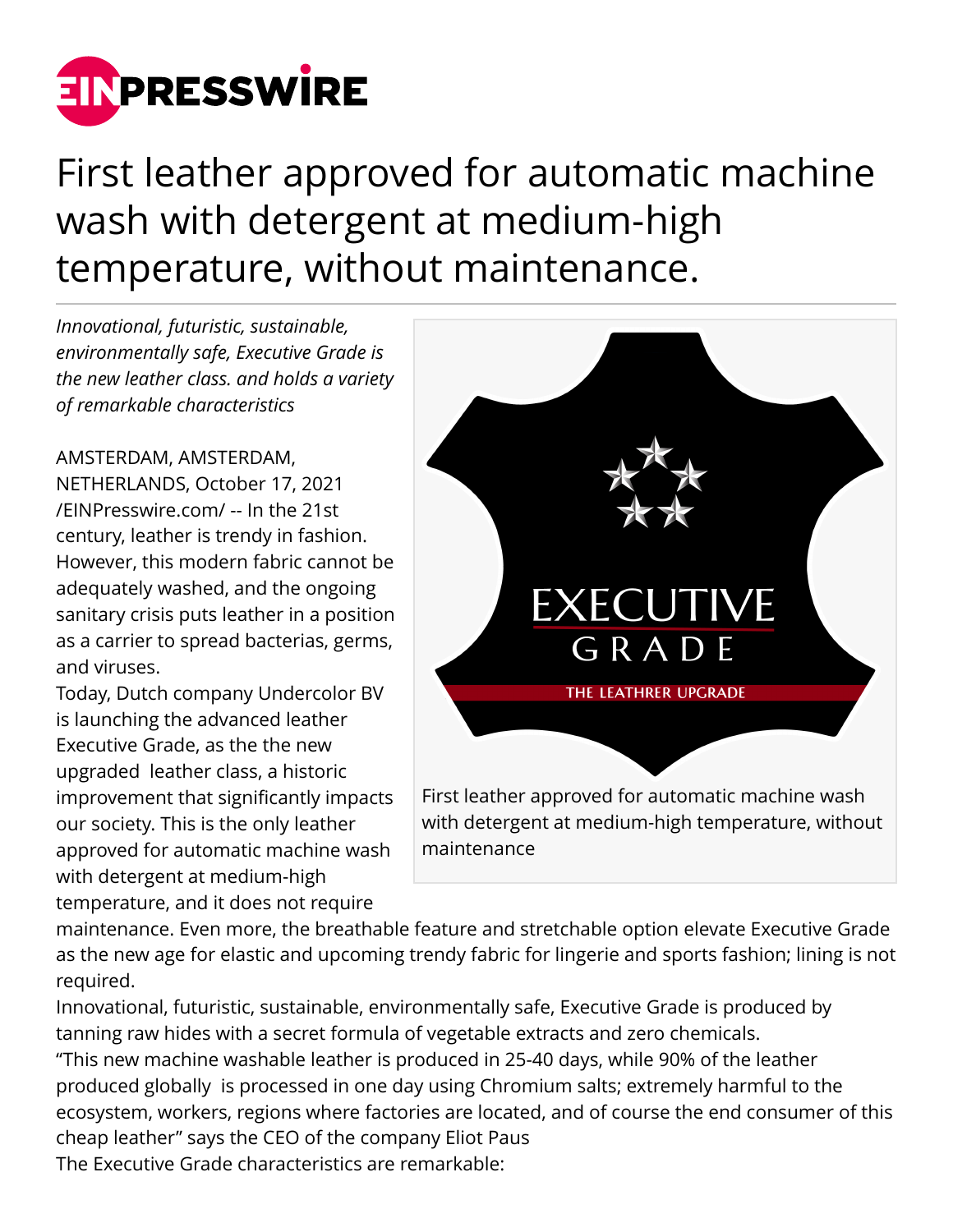# First leather approved for automatic machine wash with detergent at medium-high temperature, without maintenance.

*Innovational, futuristic, sustainable, environmentally safe, Executive Grade is the new leather class. and holds a variety of remarkable characteristics*

AMSTERDAM, AMSTERDAM, NETHERLANDS, October 17, 2021 /EINPresswire.com/ -- In the 21st century, leather is trendy in fashion. However, this modern fabric cannot be adequately washed, and the ongoing sanitary crisis puts leather in a position as a carrier to spread bacterias, germs, and viruses.

Today, Dutch company Undercolor BV is launching the advanced leather Executive Grade, as the the new upgraded leather class, a historic improvement that significantly impacts our society. This is the only leather approved for automatic machine wash with detergent at medium-high temperature, and it does not require maintenance. Even more, the breathable feature and stretchable option elevate Executive Grade as the new age for elastic and upcoming trendy fabric for lingerie and sports fashion; lining is not required.

First leather approved for automatic machine wash with detergent at medium-high temperature, without maintenance

Innovational, futuristic, sustainable, environmentally safe, Executive Grade is produced by tanning raw hides with a secret formula of vegetable extracts and zero chemicals.

“This new machine washable leather is produced in 25-40 days, while 90% of the leather produced globally is processed in one day using Chromium salts; extremely harmful to the ecosystem, workers, regions where factories are located, and of course the end consumer of this cheap leather” says the CEO of the company Eliot Paus

The Executive Grade characteristics are remarkable: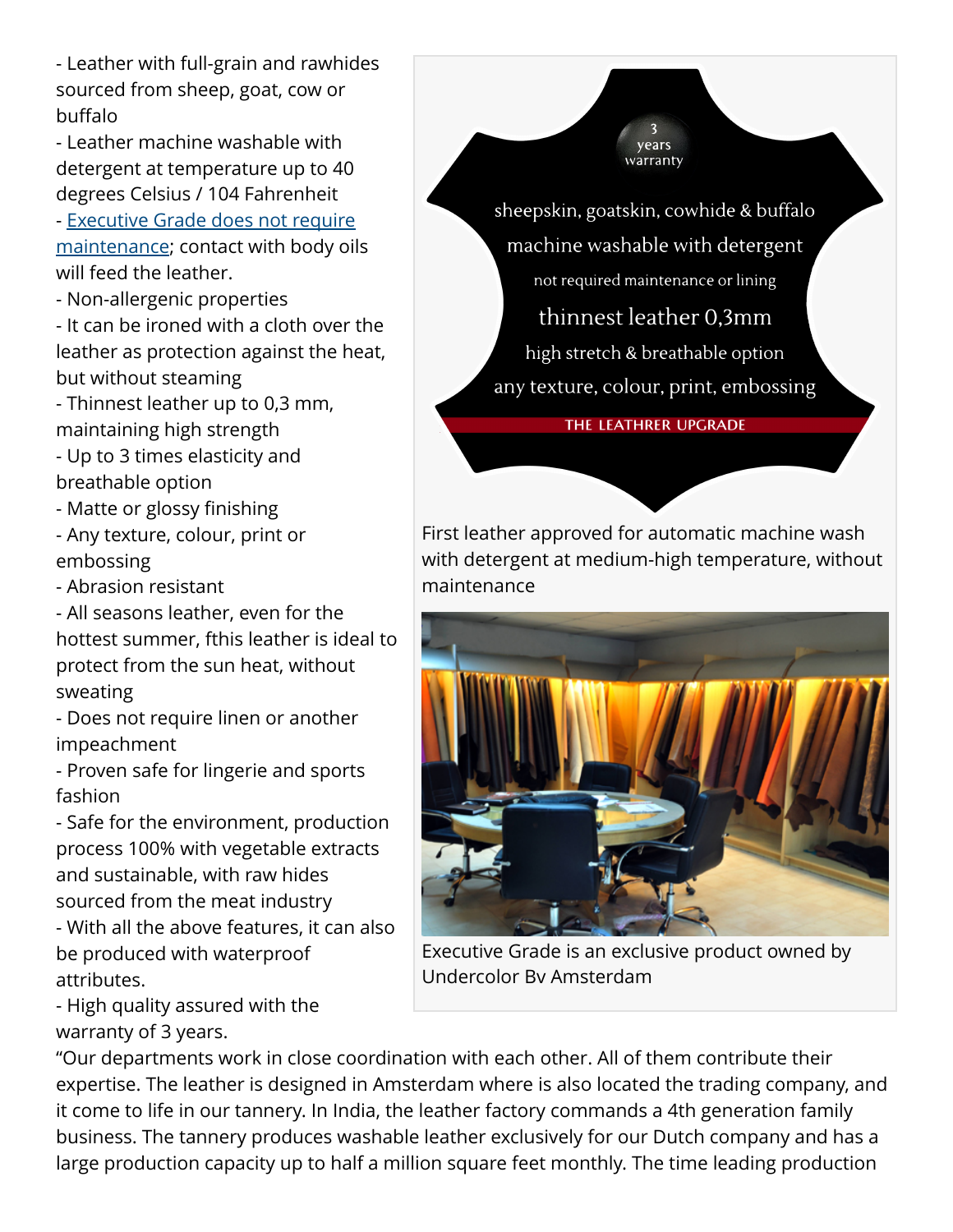- Leather with full-grain and rawhides sourced from sheep, goat, cow or buffalo
- Leather machine washable with detergent at temperature up to 40 degrees Celsius / 104 Fahrenheit
- [Executive Grade does not require maintenance](); contact with body oils will feed the leather.
- Non-allergenic properties
- It can be ironed with a cloth over the leather as protection against the heat, but without steaming
- Thinnest leather up to 0,3 mm, maintaining high strength
- Up to 3 times elasticity and breathable option
- Matte or glossy finishing
- Any texture, colour, print or embossing
- Abrasion resistant
- All seasons leather, even for the hottest summer, fthis leather is ideal to protect from the sun heat, without sweating
- Does not require linen or another impeachment
- Proven safe for lingerie and sports fashion
- Safe for the environment, production process 100% with vegetable extracts and sustainable, with raw hides sourced from the meat industry
- With all the above features, it can also be produced with waterproof attributes.
- High quality assured with the warranty of 3 years.

3 years warranty

sheepskin, goatskin, cowhide & buffalo
machine washable with detergent
not required maintenance or lining
thinnest leather 0,3mm
high stretch & breathable option
any texture, colour, print, embossing

THE LEATHRER UPGRADE

First leather approved for automatic machine wash with detergent at medium-high temperature, without maintenance

Executive Grade is an exclusive product owned by Undercolor Bv Amsterdam

"Our departments work in close coordination with each other. All of them contribute their expertise. The leather is designed in Amsterdam where is also located the trading company, and it come to life in our tannery. In India, the leather factory commands a 4th generation family business. The tannery produces washable leather exclusively for our Dutch company and has a large production capacity up to half a million square feet monthly. The time leading production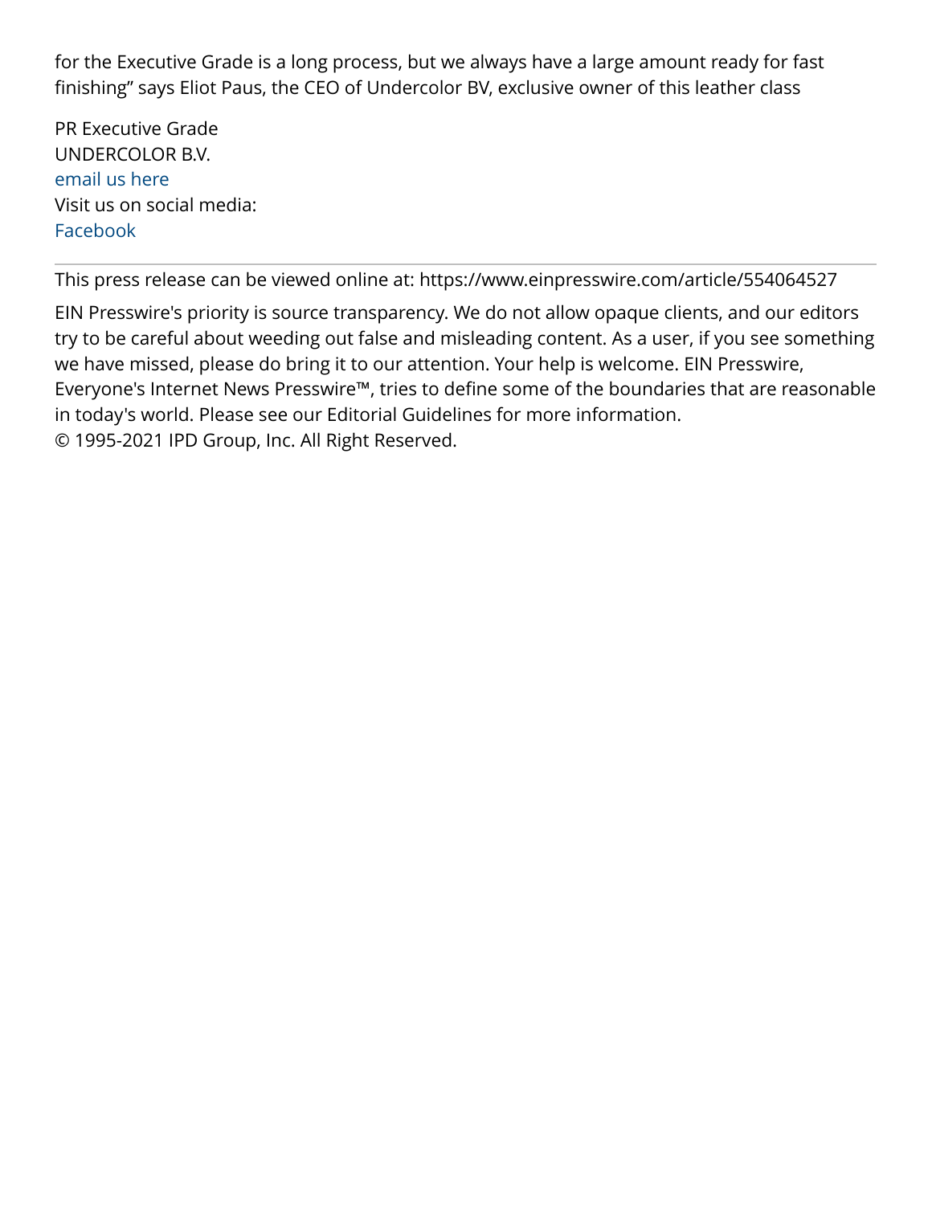for the Executive Grade is a long process, but we always have a large amount ready for fast finishing" says Eliot Paus, the CEO of Undercolor BV, exclusive owner of this leather class

PR Executive Grade
UNDERCOLOR B.V.
email us here
Visit us on social media:
Facebook

---

This press release can be viewed online at: https://www.einpresswire.com/article/554064527

EIN Presswire's priority is source transparency. We do not allow opaque clients, and our editors try to be careful about weeding out false and misleading content. As a user, if you see something we have missed, please do bring it to our attention. Your help is welcome. EIN Presswire, Everyone's Internet News Presswire™, tries to define some of the boundaries that are reasonable in today's world. Please see our Editorial Guidelines for more information.
© 1995-2021 IPD Group, Inc. All Right Reserved.